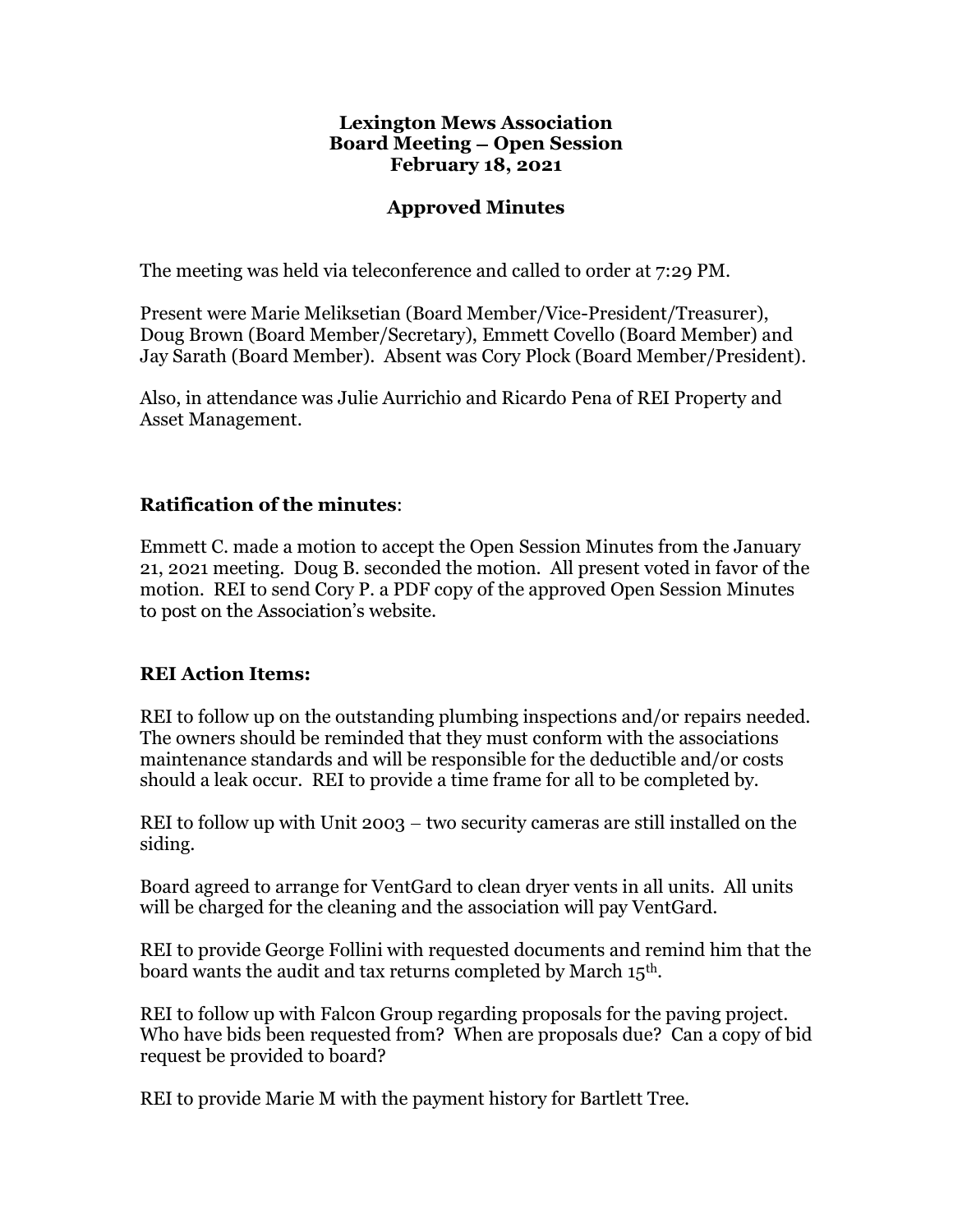**Lexington Mews Association**
**Board Meeting – Open Session**
**February 18, 2021**

**Approved Minutes**

The meeting was held via teleconference and called to order at 7:29 PM.

Present were Marie Meliksetian (Board Member/Vice-President/Treasurer), Doug Brown (Board Member/Secretary), Emmett Covello (Board Member) and Jay Sarath (Board Member). Absent was Cory Plock (Board Member/President).

Also, in attendance was Julie Aurrichio and Ricardo Pena of REI Property and Asset Management.

## Ratification of the minutes:

Emmett C. made a motion to accept the Open Session Minutes from the January 21, 2021 meeting. Doug B. seconded the motion. All present voted in favor of the motion. REI to send Cory P. a PDF copy of the approved Open Session Minutes to post on the Association's website.

## REI Action Items:

REI to follow up on the outstanding plumbing inspections and/or repairs needed. The owners should be reminded that they must conform with the associations maintenance standards and will be responsible for the deductible and/or costs should a leak occur. REI to provide a time frame for all to be completed by.

REI to follow up with Unit 2003 – two security cameras are still installed on the siding.

Board agreed to arrange for VentGard to clean dryer vents in all units. All units will be charged for the cleaning and the association will pay VentGard.

REI to provide George Follini with requested documents and remind him that the board wants the audit and tax returns completed by March 15th.

REI to follow up with Falcon Group regarding proposals for the paving project. Who have bids been requested from? When are proposals due? Can a copy of bid request be provided to board?

REI to provide Marie M with the payment history for Bartlett Tree.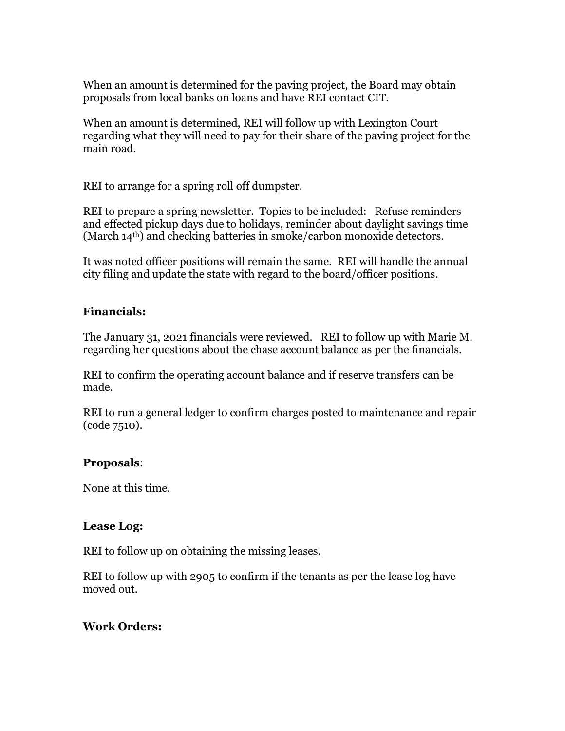When an amount is determined for the paving project, the Board may obtain proposals from local banks on loans and have REI contact CIT.

When an amount is determined, REI will follow up with Lexington Court regarding what they will need to pay for their share of the paving project for the main road.

REI to arrange for a spring roll off dumpster.

REI to prepare a spring newsletter. Topics to be included: Refuse reminders and effected pickup days due to holidays, reminder about daylight savings time (March 14th) and checking batteries in smoke/carbon monoxide detectors.

It was noted officer positions will remain the same. REI will handle the annual city filing and update the state with regard to the board/officer positions.

### Financials:

The January 31, 2021 financials were reviewed. REI to follow up with Marie M. regarding her questions about the chase account balance as per the financials.

REI to confirm the operating account balance and if reserve transfers can be made.

REI to run a general ledger to confirm charges posted to maintenance and repair (code 7510).

### Proposals:

None at this time.

### Lease Log:

REI to follow up on obtaining the missing leases.

REI to follow up with 2905 to confirm if the tenants as per the lease log have moved out.

### Work Orders: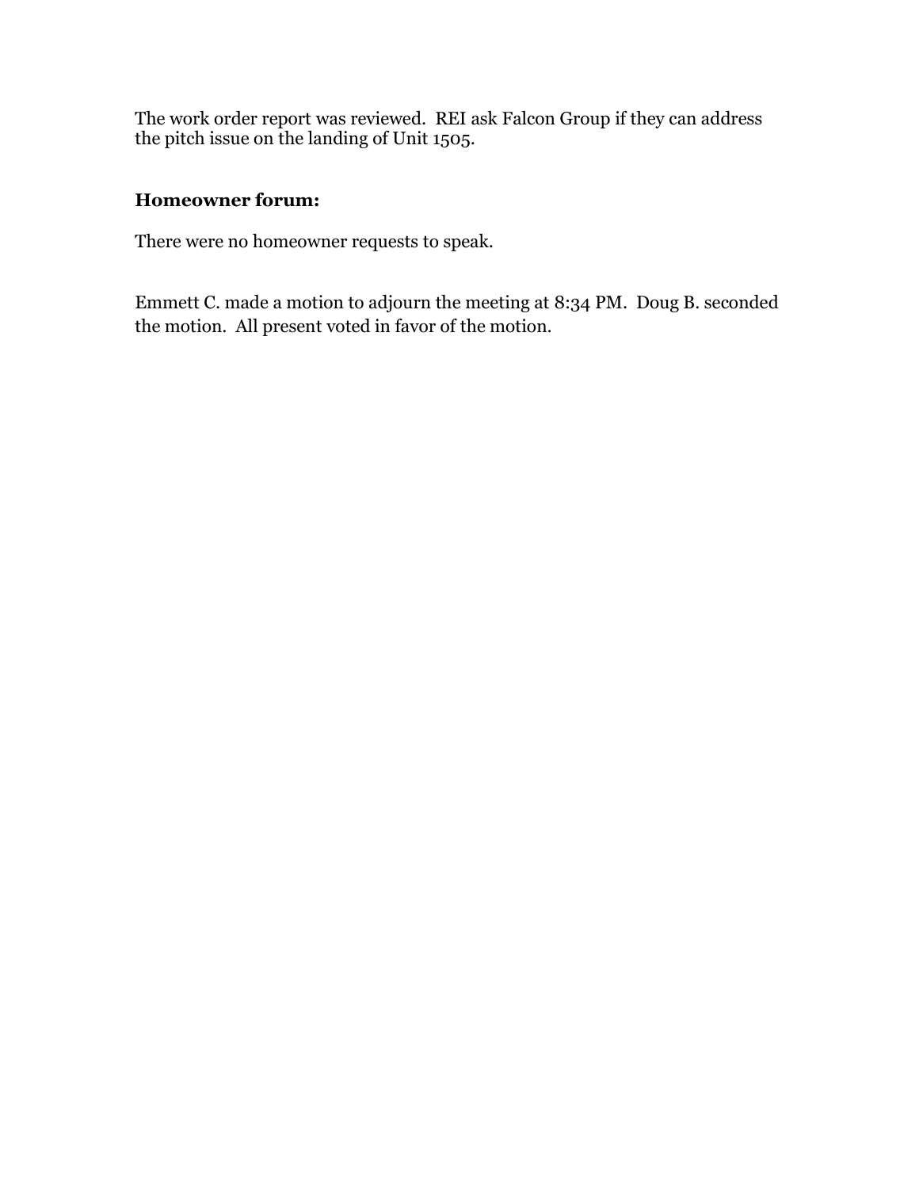The work order report was reviewed. REI ask Falcon Group if they can address the pitch issue on the landing of Unit 1505.

**Homeowner forum:**

There were no homeowner requests to speak.

Emmett C. made a motion to adjourn the meeting at 8:34 PM. Doug B. seconded the motion. All present voted in favor of the motion.